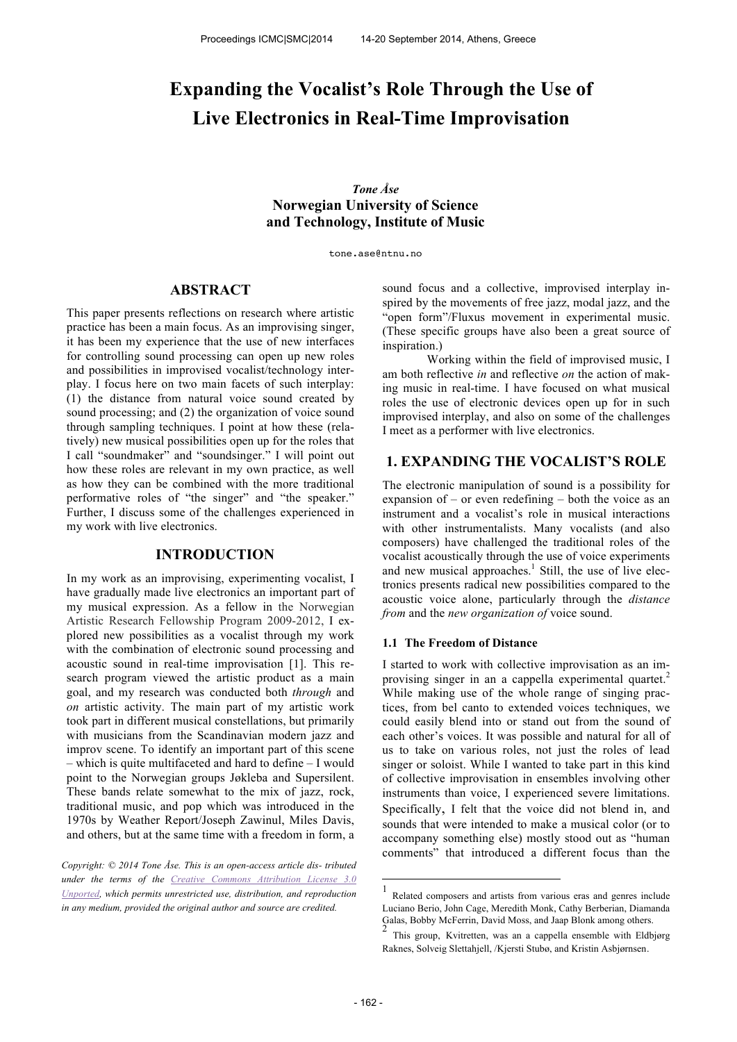# Expanding the Vocalist's Role Through the Use of Live Electronics in Real-Time Improvisation

***Tone Åse***
**Norwegian University of Science and Technology, Institute of Music**

tone.ase@ntnu.no

## ABSTRACT

This paper presents reflections on research where artistic practice has been a main focus. As an improvising singer, it has been my experience that the use of new interfaces for controlling sound processing can open up new roles and possibilities in improvised vocalist/technology interplay. I focus here on two main facets of such interplay: (1) the distance from natural voice sound created by sound processing; and (2) the organization of voice sound through sampling techniques. I point at how these (relatively) new musical possibilities open up for the roles that I call "soundmaker" and "soundsinger." I will point out how these roles are relevant in my own practice, as well as how they can be combined with the more traditional performative roles of "the singer" and "the speaker." Further, I discuss some of the challenges experienced in my work with live electronics.

## INTRODUCTION

In my work as an improvising, experimenting vocalist, I have gradually made live electronics an important part of my musical expression. As a fellow in the Norwegian Artistic Research Fellowship Program 2009-2012, I explored new possibilities as a vocalist through my work with the combination of electronic sound processing and acoustic sound in real-time improvisation [1]. This research program viewed the artistic product as a main goal, and my research was conducted both *through* and *on* artistic activity. The main part of my artistic work took part in different musical constellations, but primarily with musicians from the Scandinavian modern jazz and improv scene. To identify an important part of this scene – which is quite multifaceted and hard to define – I would point to the Norwegian groups Jøkleba and Supersilent. These bands relate somewhat to the mix of jazz, rock, traditional music, and pop which was introduced in the 1970s by Weather Report/Joseph Zawinul, Miles Davis, and others, but at the same time with a freedom in form, a sound focus and a collective, improvised interplay inspired by the movements of free jazz, modal jazz, and the "open form"/Fluxus movement in experimental music. (These specific groups have also been a great source of inspiration.)

Working within the field of improvised music, I am both reflective *in* and reflective *on* the action of making music in real-time. I have focused on what musical roles the use of electronic devices open up for in such improvised interplay, and also on some of the challenges I meet as a performer with live electronics.

## 1. EXPANDING THE VOCALIST'S ROLE

The electronic manipulation of sound is a possibility for expansion of – or even redefining – both the voice as an instrument and a vocalist's role in musical interactions with other instrumentalists. Many vocalists (and also composers) have challenged the traditional roles of the vocalist acoustically through the use of voice experiments and new musical approaches.[1] Still, the use of live electronics presents radical new possibilities compared to the acoustic voice alone, particularly through the *distance from* and the *new organization of* voice sound.

### 1.1 The Freedom of Distance

I started to work with collective improvisation as an improvising singer in an a cappella experimental quartet.[2] While making use of the whole range of singing practices, from bel canto to extended voices techniques, we could easily blend into or stand out from the sound of each other's voices. It was possible and natural for all of us to take on various roles, not just the roles of lead singer or soloist. While I wanted to take part in this kind of collective improvisation in ensembles involving other instruments than voice, I experienced severe limitations. Specifically, I felt that the voice did not blend in, and sounds that were intended to make a musical color (or to accompany something else) mostly stood out as "human comments" that introduced a different focus than the

---

[1] Related composers and artists from various eras and genres include Luciano Berio, John Cage, Meredith Monk, Cathy Berberian, Diamanda Galas, Bobby McFerrin, David Moss, and Jaap Blonk among others.

[2] This group, Kvitretten, was an a cappella ensemble with Eldbjørg Raknes, Solveig Slettahjell, /Kjersti Stubø, and Kristin Asbjørnsen.

*Copyright: © 2014 Tone Åse. This is an open-access article dis- tributed under the terms of the Creative Commons Attribution License 3.0 Unported, which permits unrestricted use, distribution, and reproduction in any medium, provided the original author and source are credited.*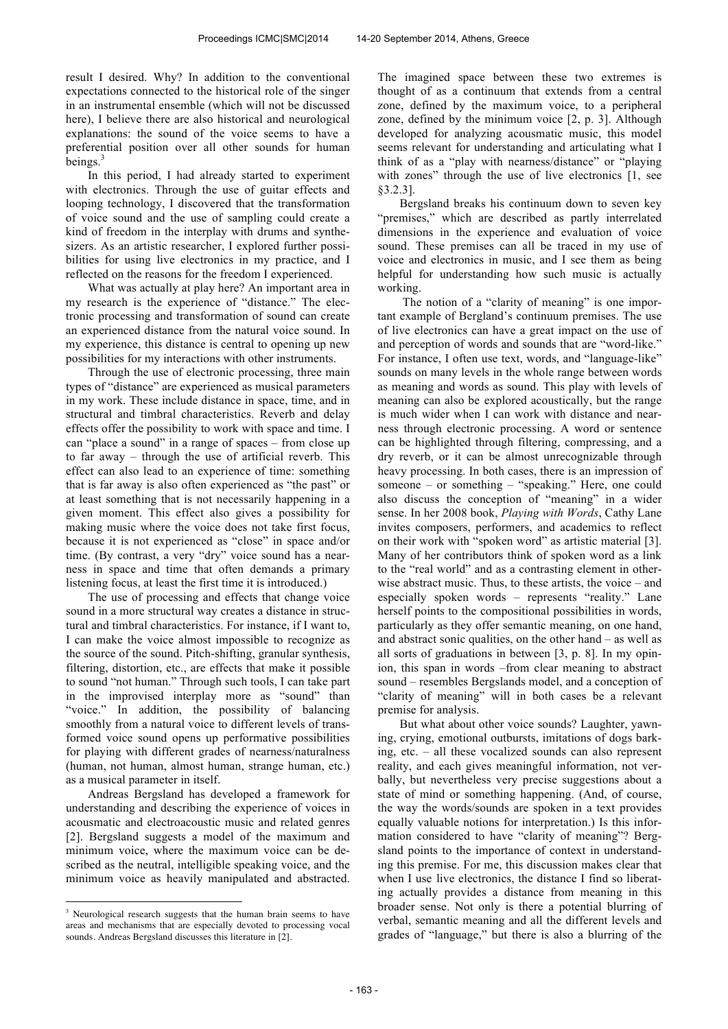result I desired. Why? In addition to the conventional expectations connected to the historical role of the singer in an instrumental ensemble (which will not be discussed here), I believe there are also historical and neurological explanations: the sound of the voice seems to have a preferential position over all other sounds for human beings.[3]

In this period, I had already started to experiment with electronics. Through the use of guitar effects and looping technology, I discovered that the transformation of voice sound and the use of sampling could create a kind of freedom in the interplay with drums and synthesizers. As an artistic researcher, I explored further possibilities for using live electronics in my practice, and I reflected on the reasons for the freedom I experienced.

What was actually at play here? An important area in my research is the experience of "distance." The electronic processing and transformation of sound can create an experienced distance from the natural voice sound. In my experience, this distance is central to opening up new possibilities for my interactions with other instruments.

Through the use of electronic processing, three main types of "distance" are experienced as musical parameters in my work. These include distance in space, time, and in structural and timbral characteristics. Reverb and delay effects offer the possibility to work with space and time. I can "place a sound" in a range of spaces – from close up to far away – through the use of artificial reverb. This effect can also lead to an experience of time: something that is far away is also often experienced as "the past" or at least something that is not necessarily happening in a given moment. This effect also gives a possibility for making music where the voice does not take first focus, because it is not experienced as "close" in space and/or time. (By contrast, a very "dry" voice sound has a nearness in space and time that often demands a primary listening focus, at least the first time it is introduced.)

The use of processing and effects that change voice sound in a more structural way creates a distance in structural and timbral characteristics. For instance, if I want to, I can make the voice almost impossible to recognize as the source of the sound. Pitch-shifting, granular synthesis, filtering, distortion, etc., are effects that make it possible to sound "not human." Through such tools, I can take part in the improvised interplay more as "sound" than "voice." In addition, the possibility of balancing smoothly from a natural voice to different levels of transformed voice sound opens up performative possibilities for playing with different grades of nearness/naturalness (human, not human, almost human, strange human, etc.) as a musical parameter in itself.

Andreas Bergsland has developed a framework for understanding and describing the experience of voices in acousmatic and electroacoustic music and related genres [2]. Bergsland suggests a model of the maximum and minimum voice, where the maximum voice can be described as the neutral, intelligible speaking voice, and the minimum voice as heavily manipulated and abstracted. The imagined space between these two extremes is thought of as a continuum that extends from a central zone, defined by the maximum voice, to a peripheral zone, defined by the minimum voice [2, p. 3]. Although developed for analyzing acousmatic music, this model seems relevant for understanding and articulating what I think of as a "play with nearness/distance" or "playing with zones" through the use of live electronics [1, see §3.2.3].

Bergsland breaks his continuum down to seven key "premises," which are described as partly interrelated dimensions in the experience and evaluation of voice sound. These premises can all be traced in my use of voice and electronics in music, and I see them as being helpful for understanding how such music is actually working.

The notion of a "clarity of meaning" is one important example of Bergland's continuum premises. The use of live electronics can have a great impact on the use of and perception of words and sounds that are "word-like." For instance, I often use text, words, and "language-like" sounds on many levels in the whole range between words as meaning and words as sound. This play with levels of meaning can also be explored acoustically, but the range is much wider when I can work with distance and nearness through electronic processing. A word or sentence can be highlighted through filtering, compressing, and a dry reverb, or it can be almost unrecognizable through heavy processing. In both cases, there is an impression of someone – or something – "speaking." Here, one could also discuss the conception of "meaning" in a wider sense. In her 2008 book, *Playing with Words*, Cathy Lane invites composers, performers, and academics to reflect on their work with "spoken word" as artistic material [3]. Many of her contributors think of spoken word as a link to the "real world" and as a contrasting element in otherwise abstract music. Thus, to these artists, the voice – and especially spoken words – represents "reality." Lane herself points to the compositional possibilities in words, particularly as they offer semantic meaning, on one hand, and abstract sonic qualities, on the other hand – as well as all sorts of graduations in between [3, p. 8]. In my opinion, this span in words –from clear meaning to abstract sound – resembles Bergslands model, and a conception of "clarity of meaning" will in both cases be a relevant premise for analysis.

But what about other voice sounds? Laughter, yawning, crying, emotional outbursts, imitations of dogs barking, etc. – all these vocalized sounds can also represent reality, and each gives meaningful information, not verbally, but nevertheless very precise suggestions about a state of mind or something happening. (And, of course, the way the words/sounds are spoken in a text provides equally valuable notions for interpretation.) Is this information considered to have "clarity of meaning"? Bergsland points to the importance of context in understanding this premise. For me, this discussion makes clear that when I use live electronics, the distance I find so liberating actually provides a distance from meaning in this broader sense. Not only is there a potential blurring of verbal, semantic meaning and all the different levels and grades of "language," but there is also a blurring of the

[3] Neurological research suggests that the human brain seems to have areas and mechanisms that are especially devoted to processing vocal sounds. Andreas Bergsland discusses this literature in [2].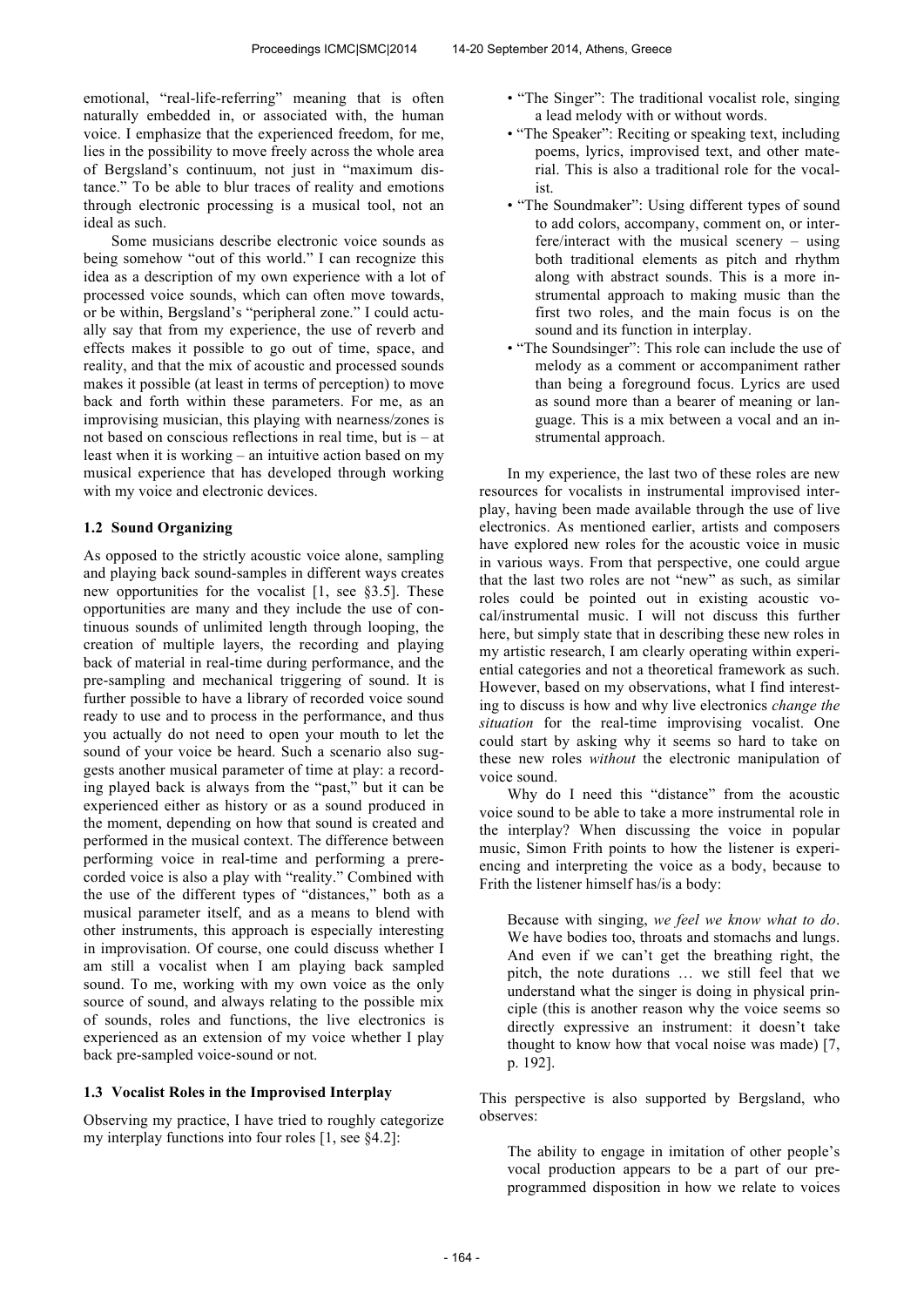emotional, "real-life-referring" meaning that is often naturally embedded in, or associated with, the human voice. I emphasize that the experienced freedom, for me, lies in the possibility to move freely across the whole area of Bergsland's continuum, not just in "maximum distance." To be able to blur traces of reality and emotions through electronic processing is a musical tool, not an ideal as such.

Some musicians describe electronic voice sounds as being somehow "out of this world." I can recognize this idea as a description of my own experience with a lot of processed voice sounds, which can often move towards, or be within, Bergsland's "peripheral zone." I could actually say that from my experience, the use of reverb and effects makes it possible to go out of time, space, and reality, and that the mix of acoustic and processed sounds makes it possible (at least in terms of perception) to move back and forth within these parameters. For me, as an improvising musician, this playing with nearness/zones is not based on conscious reflections in real time, but is – at least when it is working – an intuitive action based on my musical experience that has developed through working with my voice and electronic devices.

### 1.2 Sound Organizing

As opposed to the strictly acoustic voice alone, sampling and playing back sound-samples in different ways creates new opportunities for the vocalist [1, see §3.5]. These opportunities are many and they include the use of continuous sounds of unlimited length through looping, the creation of multiple layers, the recording and playing back of material in real-time during performance, and the pre-sampling and mechanical triggering of sound. It is further possible to have a library of recorded voice sound ready to use and to process in the performance, and thus you actually do not need to open your mouth to let the sound of your voice be heard. Such a scenario also suggests another musical parameter of time at play: a recording played back is always from the "past," but it can be experienced either as history or as a sound produced in the moment, depending on how that sound is created and performed in the musical context. The difference between performing voice in real-time and performing a prerecorded voice is also a play with "reality." Combined with the use of the different types of "distances," both as a musical parameter itself, and as a means to blend with other instruments, this approach is especially interesting in improvisation. Of course, one could discuss whether I am still a vocalist when I am playing back sampled sound. To me, working with my own voice as the only source of sound, and always relating to the possible mix of sounds, roles and functions, the live electronics is experienced as an extension of my voice whether I play back pre-sampled voice-sound or not.

### 1.3 Vocalist Roles in the Improvised Interplay

Observing my practice, I have tried to roughly categorize my interplay functions into four roles [1, see §4.2]:

- "The Singer": The traditional vocalist role, singing a lead melody with or without words.
- "The Speaker": Reciting or speaking text, including poems, lyrics, improvised text, and other material. This is also a traditional role for the vocalist.
- "The Soundmaker": Using different types of sound to add colors, accompany, comment on, or interfere/interact with the musical scenery – using both traditional elements as pitch and rhythm along with abstract sounds. This is a more instrumental approach to making music than the first two roles, and the main focus is on the sound and its function in interplay.
- "The Soundsinger": This role can include the use of melody as a comment or accompaniment rather than being a foreground focus. Lyrics are used as sound more than a bearer of meaning or language. This is a mix between a vocal and an instrumental approach.

In my experience, the last two of these roles are new resources for vocalists in instrumental improvised interplay, having been made available through the use of live electronics. As mentioned earlier, artists and composers have explored new roles for the acoustic voice in music in various ways. From that perspective, one could argue that the last two roles are not "new" as such, as similar roles could be pointed out in existing acoustic vocal/instrumental music. I will not discuss this further here, but simply state that in describing these new roles in my artistic research, I am clearly operating within experiential categories and not a theoretical framework as such. However, based on my observations, what I find interesting to discuss is how and why live electronics *change the situation* for the real-time improvising vocalist. One could start by asking why it seems so hard to take on these new roles *without* the electronic manipulation of voice sound.

Why do I need this "distance" from the acoustic voice sound to be able to take a more instrumental role in the interplay? When discussing the voice in popular music, Simon Frith points to how the listener is experiencing and interpreting the voice as a body, because to Frith the listener himself has/is a body:

> Because with singing, *we feel we know what to do*. We have bodies too, throats and stomachs and lungs. And even if we can't get the breathing right, the pitch, the note durations … we still feel that we understand what the singer is doing in physical principle (this is another reason why the voice seems so directly expressive an instrument: it doesn't take thought to know how that vocal noise was made) [7, p. 192].

This perspective is also supported by Bergsland, who observes:

> The ability to engage in imitation of other people's vocal production appears to be a part of our preprogrammed disposition in how we relate to voices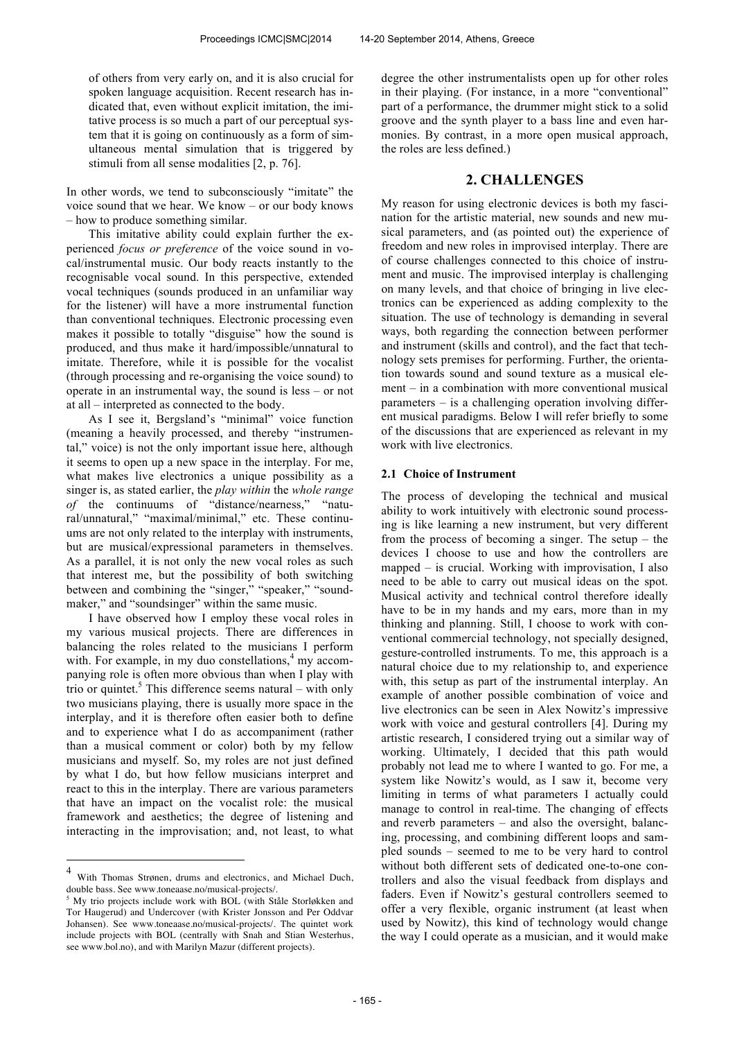of others from very early on, and it is also crucial for spoken language acquisition. Recent research has indicated that, even without explicit imitation, the imitative process is so much a part of our perceptual system that it is going on continuously as a form of simultaneous mental simulation that is triggered by stimuli from all sense modalities [2, p. 76].

In other words, we tend to subconsciously "imitate" the voice sound that we hear. We know – or our body knows – how to produce something similar.

This imitative ability could explain further the experienced *focus or preference* of the voice sound in vocal/instrumental music. Our body reacts instantly to the recognisable vocal sound. In this perspective, extended vocal techniques (sounds produced in an unfamiliar way for the listener) will have a more instrumental function than conventional techniques. Electronic processing even makes it possible to totally "disguise" how the sound is produced, and thus make it hard/impossible/unnatural to imitate. Therefore, while it is possible for the vocalist (through processing and re-organising the voice sound) to operate in an instrumental way, the sound is less – or not at all – interpreted as connected to the body.

As I see it, Bergsland's "minimal" voice function (meaning a heavily processed, and thereby "instrumental," voice) is not the only important issue here, although it seems to open up a new space in the interplay. For me, what makes live electronics a unique possibility as a singer is, as stated earlier, the *play within* the *whole range of* the continuums of "distance/nearness," "natural/unnatural," "maximal/minimal," etc. These continuums are not only related to the interplay with instruments, but are musical/expressional parameters in themselves. As a parallel, it is not only the new vocal roles as such that interest me, but the possibility of both switching between and combining the "singer," "speaker," "soundmaker," and "soundsinger" within the same music.

I have observed how I employ these vocal roles in my various musical projects. There are differences in balancing the roles related to the musicians I perform with. For example, in my duo constellations,[4] my accompanying role is often more obvious than when I play with trio or quintet.[5] This difference seems natural – with only two musicians playing, there is usually more space in the interplay, and it is therefore often easier both to define and to experience what I do as accompaniment (rather than a musical comment or color) both by my fellow musicians and myself. So, my roles are not just defined by what I do, but how fellow musicians interpret and react to this in the interplay. There are various parameters that have an impact on the vocalist role: the musical framework and aesthetics; the degree of listening and interacting in the improvisation; and, not least, to what degree the other instrumentalists open up for other roles in their playing. (For instance, in a more "conventional" part of a performance, the drummer might stick to a solid groove and the synth player to a bass line and even harmonies. By contrast, in a more open musical approach, the roles are less defined.)

## 2. CHALLENGES

My reason for using electronic devices is both my fascination for the artistic material, new sounds and new musical parameters, and (as pointed out) the experience of freedom and new roles in improvised interplay. There are of course challenges connected to this choice of instrument and music. The improvised interplay is challenging on many levels, and that choice of bringing in live electronics can be experienced as adding complexity to the situation. The use of technology is demanding in several ways, both regarding the connection between performer and instrument (skills and control), and the fact that technology sets premises for performing. Further, the orientation towards sound and sound texture as a musical element – in a combination with more conventional musical parameters – is a challenging operation involving different musical paradigms. Below I will refer briefly to some of the discussions that are experienced as relevant in my work with live electronics.

### 2.1 Choice of Instrument

The process of developing the technical and musical ability to work intuitively with electronic sound processing is like learning a new instrument, but very different from the process of becoming a singer. The setup – the devices I choose to use and how the controllers are mapped – is crucial. Working with improvisation, I also need to be able to carry out musical ideas on the spot. Musical activity and technical control therefore ideally have to be in my hands and my ears, more than in my thinking and planning. Still, I choose to work with conventional commercial technology, not specially designed, gesture-controlled instruments. To me, this approach is a natural choice due to my relationship to, and experience with, this setup as part of the instrumental interplay. An example of another possible combination of voice and live electronics can be seen in Alex Nowitz's impressive work with voice and gestural controllers [4]. During my artistic research, I considered trying out a similar way of working. Ultimately, I decided that this path would probably not lead me to where I wanted to go. For me, a system like Nowitz's would, as I saw it, become very limiting in terms of what parameters I actually could manage to control in real-time. The changing of effects and reverb parameters – and also the oversight, balancing, processing, and combining different loops and sampled sounds – seemed to me to be very hard to control without both different sets of dedicated one-to-one controllers and also the visual feedback from displays and faders. Even if Nowitz's gestural controllers seemed to offer a very flexible, organic instrument (at least when used by Nowitz), this kind of technology would change the way I could operate as a musician, and it would make

---

[4] With Thomas Strønen, drums and electronics, and Michael Duch, double bass. See www.toneaase.no/musical-projects/.

[5] My trio projects include work with BOL (with Ståle Storløkken and Tor Haugerud) and Undercover (with Krister Jonsson and Per Oddvar Johansen). See www.toneaase.no/musical-projects/. The quintet work include projects with BOL (centrally with Snah and Stian Westerhus, see www.bol.no), and with Marilyn Mazur (different projects).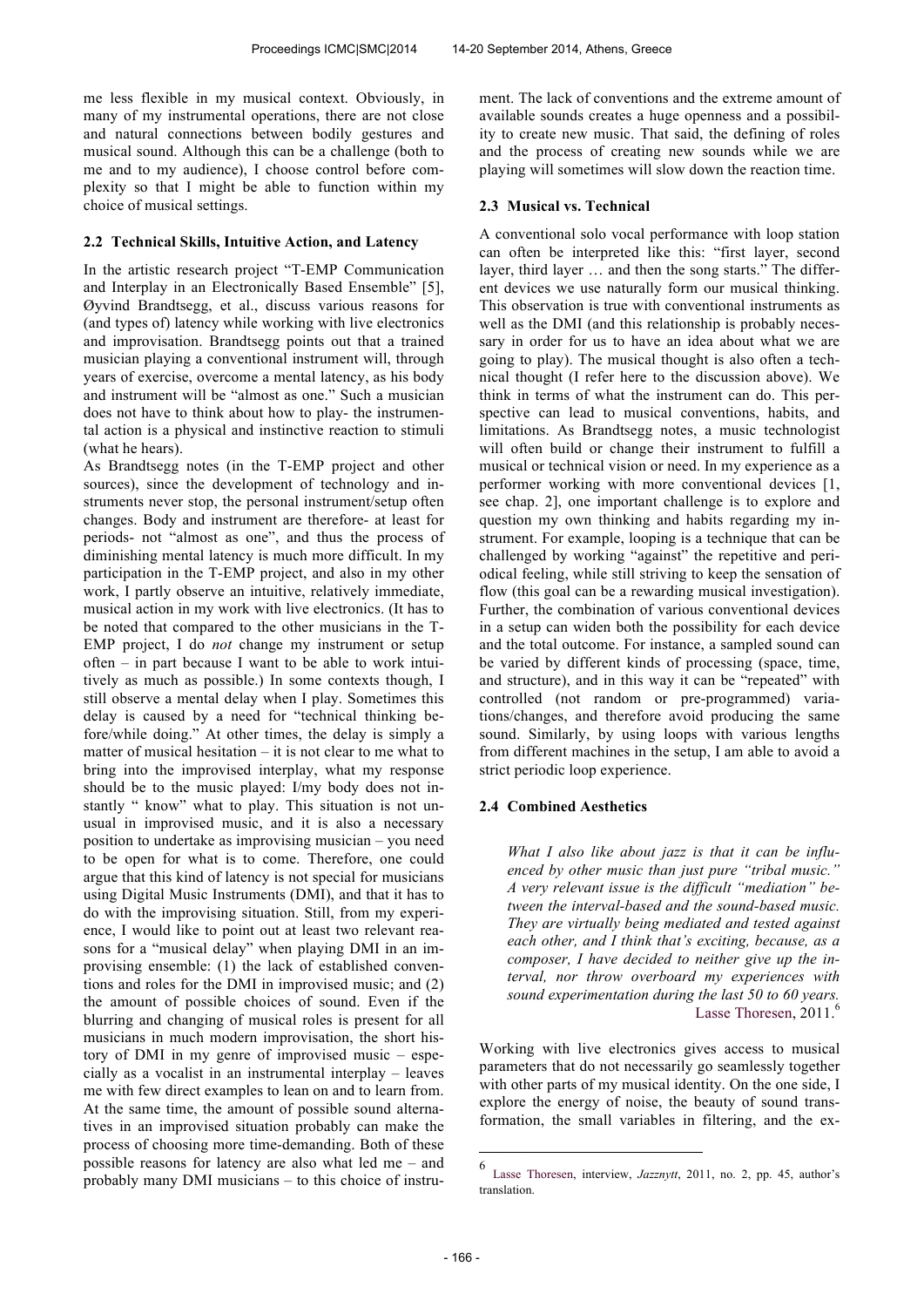me less flexible in my musical context. Obviously, in many of my instrumental operations, there are not close and natural connections between bodily gestures and musical sound. Although this can be a challenge (both to me and to my audience), I choose control before complexity so that I might be able to function within my choice of musical settings.

### 2.2 Technical Skills, Intuitive Action, and Latency

In the artistic research project "T-EMP Communication and Interplay in an Electronically Based Ensemble" [5], Øyvind Brandtsegg, et al., discuss various reasons for (and types of) latency while working with live electronics and improvisation. Brandtsegg points out that a trained musician playing a conventional instrument will, through years of exercise, overcome a mental latency, as his body and instrument will be "almost as one." Such a musician does not have to think about how to play- the instrumental action is a physical and instinctive reaction to stimuli (what he hears).

As Brandtsegg notes (in the T-EMP project and other sources), since the development of technology and instruments never stop, the personal instrument/setup often changes. Body and instrument are therefore- at least for periods- not "almost as one", and thus the process of diminishing mental latency is much more difficult. In my participation in the T-EMP project, and also in my other work, I partly observe an intuitive, relatively immediate, musical action in my work with live electronics. (It has to be noted that compared to the other musicians in the T-EMP project, I do *not* change my instrument or setup often – in part because I want to be able to work intuitively as much as possible.) In some contexts though, I still observe a mental delay when I play. Sometimes this delay is caused by a need for "technical thinking before/while doing." At other times, the delay is simply a matter of musical hesitation – it is not clear to me what to bring into the improvised interplay, what my response should be to the music played: I/my body does not instantly " know" what to play. This situation is not unusual in improvised music, and it is also a necessary position to undertake as improvising musician – you need to be open for what is to come. Therefore, one could argue that this kind of latency is not special for musicians using Digital Music Instruments (DMI), and that it has to do with the improvising situation. Still, from my experience, I would like to point out at least two relevant reasons for a "musical delay" when playing DMI in an improvising ensemble: (1) the lack of established conventions and roles for the DMI in improvised music; and (2) the amount of possible choices of sound. Even if the blurring and changing of musical roles is present for all musicians in much modern improvisation, the short history of DMI in my genre of improvised music – especially as a vocalist in an instrumental interplay – leaves me with few direct examples to lean on and to learn from. At the same time, the amount of possible sound alternatives in an improvised situation probably can make the process of choosing more time-demanding. Both of these possible reasons for latency are also what led me – and probably many DMI musicians – to this choice of instrument. The lack of conventions and the extreme amount of available sounds creates a huge openness and a possibility to create new music. That said, the defining of roles and the process of creating new sounds while we are playing will sometimes will slow down the reaction time.

### 2.3 Musical vs. Technical

A conventional solo vocal performance with loop station can often be interpreted like this: "first layer, second layer, third layer … and then the song starts." The different devices we use naturally form our musical thinking. This observation is true with conventional instruments as well as the DMI (and this relationship is probably necessary in order for us to have an idea about what we are going to play). The musical thought is also often a technical thought (I refer here to the discussion above). We think in terms of what the instrument can do. This perspective can lead to musical conventions, habits, and limitations. As Brandtsegg notes, a music technologist will often build or change their instrument to fulfill a musical or technical vision or need. In my experience as a performer working with more conventional devices [1, see chap. 2], one important challenge is to explore and question my own thinking and habits regarding my instrument. For example, looping is a technique that can be challenged by working "against" the repetitive and periodical feeling, while still striving to keep the sensation of flow (this goal can be a rewarding musical investigation). Further, the combination of various conventional devices in a setup can widen both the possibility for each device and the total outcome. For instance, a sampled sound can be varied by different kinds of processing (space, time, and structure), and in this way it can be "repeated" with controlled (not random or pre-programmed) variations/changes, and therefore avoid producing the same sound. Similarly, by using loops with various lengths from different machines in the setup, I am able to avoid a strict periodic loop experience.

### 2.4 Combined Aesthetics

> *What I also like about jazz is that it can be influenced by other music than just pure "tribal music." A very relevant issue is the difficult "mediation" between the interval-based and the sound-based music. They are virtually being mediated and tested against each other, and I think that's exciting, because, as a composer, I have decided to neither give up the interval, nor throw overboard my experiences with sound experimentation during the last 50 to 60 years.*
>
> Lasse Thoresen, 2011.[6]

Working with live electronics gives access to musical parameters that do not necessarily go seamlessly together with other parts of my musical identity. On the one side, I explore the energy of noise, the beauty of sound transformation, the small variables in filtering, and the ex-

[6] Lasse Thoresen, interview, *Jazznytt*, 2011, no. 2, pp. 45, author's translation.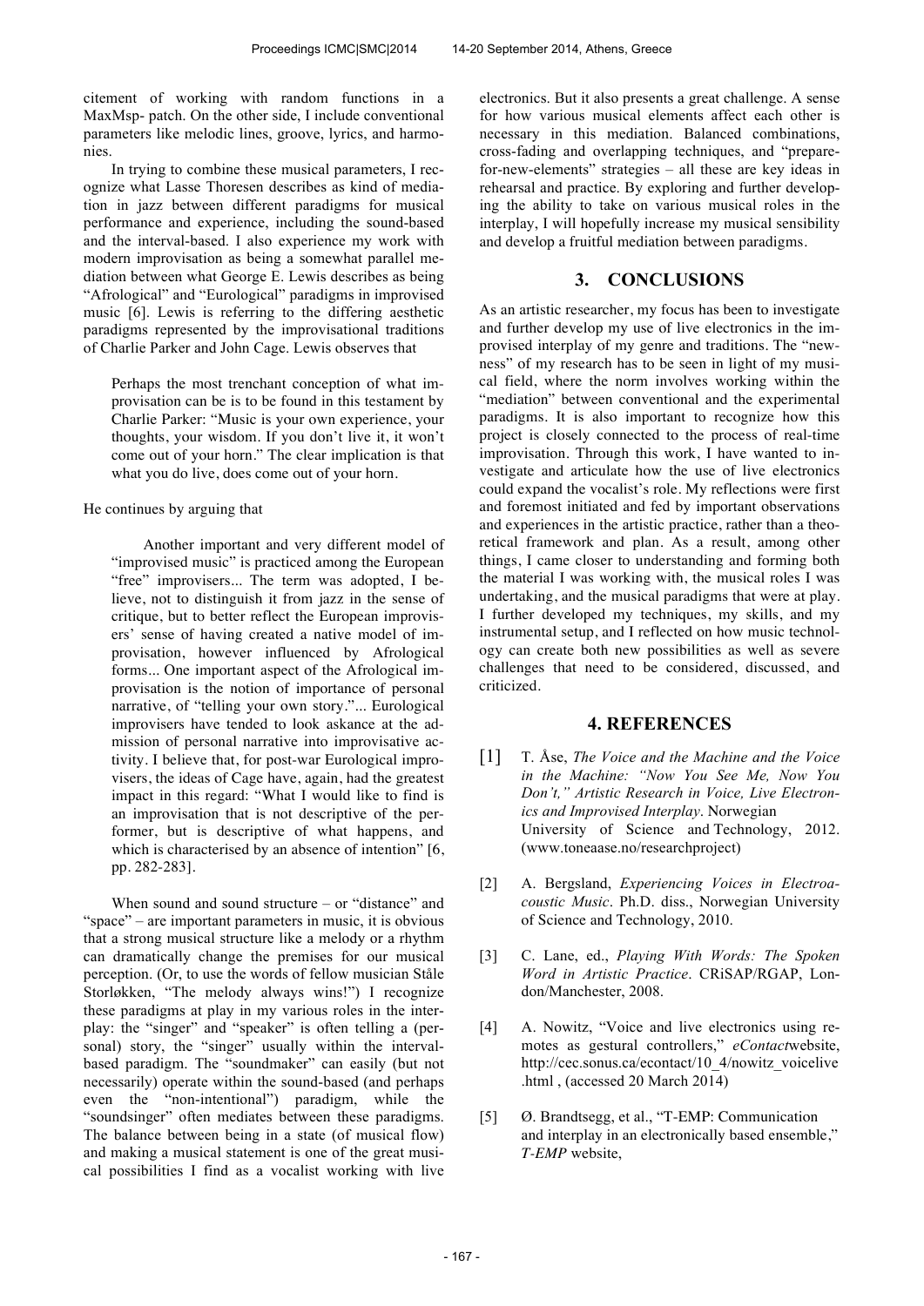citement of working with random functions in a MaxMsp- patch. On the other side, I include conventional parameters like melodic lines, groove, lyrics, and harmonies.

In trying to combine these musical parameters, I recognize what Lasse Thoresen describes as kind of mediation in jazz between different paradigms for musical performance and experience, including the sound-based and the interval-based. I also experience my work with modern improvisation as being a somewhat parallel mediation between what George E. Lewis describes as being "Afrological" and "Eurological" paradigms in improvised music [6]. Lewis is referring to the differing aesthetic paradigms represented by the improvisational traditions of Charlie Parker and John Cage. Lewis observes that

> Perhaps the most trenchant conception of what improvisation can be is to be found in this testament by Charlie Parker: "Music is your own experience, your thoughts, your wisdom. If you don't live it, it won't come out of your horn." The clear implication is that what you do live, does come out of your horn.

He continues by arguing that

> Another important and very different model of "improvised music" is practiced among the European "free" improvisers... The term was adopted, I believe, not to distinguish it from jazz in the sense of critique, but to better reflect the European improvisers' sense of having created a native model of improvisation, however influenced by Afrological forms... One important aspect of the Afrological improvisation is the notion of importance of personal narrative, of "telling your own story."... Eurological improvisers have tended to look askance at the admission of personal narrative into improvisative activity. I believe that, for post-war Eurological improvisers, the ideas of Cage have, again, had the greatest impact in this regard: "What I would like to find is an improvisation that is not descriptive of the performer, but is descriptive of what happens, and which is characterised by an absence of intention" [6, pp. 282-283].

When sound and sound structure – or "distance" and "space" – are important parameters in music, it is obvious that a strong musical structure like a melody or a rhythm can dramatically change the premises for our musical perception. (Or, to use the words of fellow musician Ståle Storløkken, "The melody always wins!") I recognize these paradigms at play in my various roles in the interplay: the "singer" and "speaker" is often telling a (personal) story, the "singer" usually within the interval-based paradigm. The "soundmaker" can easily (but not necessarily) operate within the sound-based (and perhaps even the "non-intentional") paradigm, while the "soundsinger" often mediates between these paradigms. The balance between being in a state (of musical flow) and making a musical statement is one of the great musical possibilities I find as a vocalist working with live electronics. But it also presents a great challenge. A sense for how various musical elements affect each other is necessary in this mediation. Balanced combinations, cross-fading and overlapping techniques, and "prepare-for-new-elements" strategies – all these are key ideas in rehearsal and practice. By exploring and further developing the ability to take on various musical roles in the interplay, I will hopefully increase my musical sensibility and develop a fruitful mediation between paradigms.

## 3. CONCLUSIONS

As an artistic researcher, my focus has been to investigate and further develop my use of live electronics in the improvised interplay of my genre and traditions. The "newness" of my research has to be seen in light of my musical field, where the norm involves working within the "mediation" between conventional and the experimental paradigms. It is also important to recognize how this project is closely connected to the process of real-time improvisation. Through this work, I have wanted to investigate and articulate how the use of live electronics could expand the vocalist's role. My reflections were first and foremost initiated and fed by important observations and experiences in the artistic practice, rather than a theoretical framework and plan. As a result, among other things, I came closer to understanding and forming both the material I was working with, the musical roles I was undertaking, and the musical paradigms that were at play. I further developed my techniques, my skills, and my instrumental setup, and I reflected on how music technology can create both new possibilities as well as severe challenges that need to be considered, discussed, and criticized.

## 4. REFERENCES

[1] T. Åse, *The Voice and the Machine and the Voice in the Machine: "Now You See Me, Now You Don't," Artistic Research in Voice, Live Electronics and Improvised Interplay*. Norwegian University of Science and Technology, 2012. (www.toneaase.no/researchproject)

[2] A. Bergsland, *Experiencing Voices in Electroacoustic Music*. Ph.D. diss., Norwegian University of Science and Technology, 2010.

[3] C. Lane, ed., *Playing With Words: The Spoken Word in Artistic Practice*. CRiSAP/RGAP, London/Manchester, 2008.

[4] A. Nowitz, "Voice and live electronics using remotes as gestural controllers," *eContact*website, http://cec.sonus.ca/econtact/10_4/nowitz_voicelive.html , (accessed 20 March 2014)

[5] Ø. Brandtsegg, et al., "T-EMP: Communication and interplay in an electronically based ensemble," *T-EMP* website,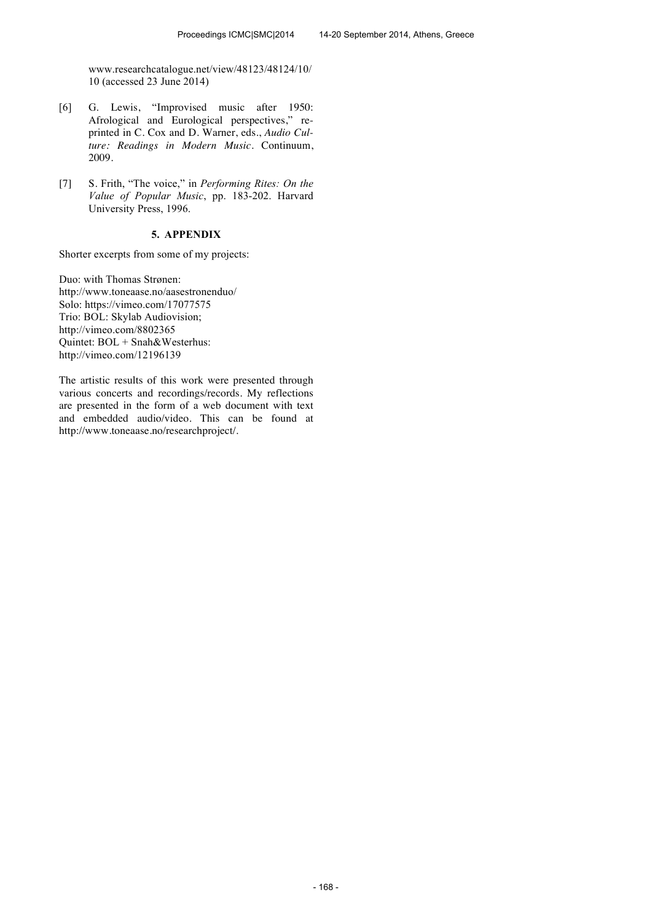www.researchcatalogue.net/view/48123/48124/10/10 (accessed 23 June 2014)

[6] G. Lewis, "Improvised music after 1950: Afrological and Eurological perspectives," reprinted in C. Cox and D. Warner, eds., *Audio Culture: Readings in Modern Music*. Continuum, 2009.

[7] S. Frith, "The voice," in *Performing Rites: On the Value of Popular Music*, pp. 183-202. Harvard University Press, 1996.

## 5. APPENDIX

Shorter excerpts from some of my projects:

Duo: with Thomas Strønen:
http://www.toneaase.no/aasestronenduo/
Solo: https://vimeo.com/17077575
Trio: BOL: Skylab Audiovision;
http://vimeo.com/8802365
Quintet: BOL + Snah&Westerhus:
http://vimeo.com/12196139

The artistic results of this work were presented through various concerts and recordings/records. My reflections are presented in the form of a web document with text and embedded audio/video. This can be found at http://www.toneaase.no/researchproject/.